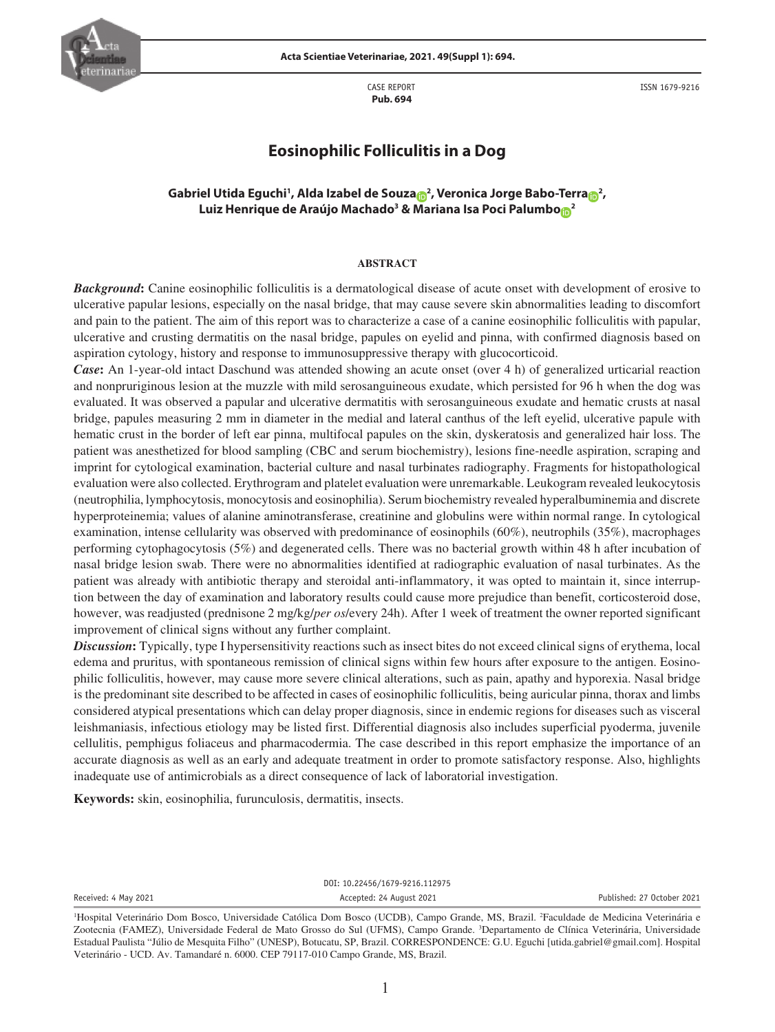CASE REPORT
**Pub. 694**

ISSN 1679-9216

# Eosinophilic Folliculitis in a Dog

**Gabriel Utida Eguchi[1], Alda Izabel de Souza[2], Veronica Jorge Babo-Terra[2], Luiz Henrique de Araújo Machado[3] & Mariana Isa Poci Palumbo[2]**

## ABSTRACT

***Background*:** Canine eosinophilic folliculitis is a dermatological disease of acute onset with development of erosive to ulcerative papular lesions, especially on the nasal bridge, that may cause severe skin abnormalities leading to discomfort and pain to the patient. The aim of this report was to characterize a case of a canine eosinophilic folliculitis with papular, ulcerative and crusting dermatitis on the nasal bridge, papules on eyelid and pinna, with confirmed diagnosis based on aspiration cytology, history and response to immunosuppressive therapy with glucocorticoid.

***Case*:** An 1-year-old intact Daschund was attended showing an acute onset (over 4 h) of generalized urticarial reaction and nonpruriginous lesion at the muzzle with mild serosanguineous exudate, which persisted for 96 h when the dog was evaluated. It was observed a papular and ulcerative dermatitis with serosanguineous exudate and hematic crusts at nasal bridge, papules measuring 2 mm in diameter in the medial and lateral canthus of the left eyelid, ulcerative papule with hematic crust in the border of left ear pinna, multifocal papules on the skin, dyskeratosis and generalized hair loss. The patient was anesthetized for blood sampling (CBC and serum biochemistry), lesions fine-needle aspiration, scraping and imprint for cytological examination, bacterial culture and nasal turbinates radiography. Fragments for histopathological evaluation were also collected. Erythrogram and platelet evaluation were unremarkable. Leukogram revealed leukocytosis (neutrophilia, lymphocytosis, monocytosis and eosinophilia). Serum biochemistry revealed hyperalbuminemia and discrete hyperproteinemia; values of alanine aminotransferase, creatinine and globulins were within normal range. In cytological examination, intense cellularity was observed with predominance of eosinophils (60%), neutrophils (35%), macrophages performing cytophagocytosis (5%) and degenerated cells. There was no bacterial growth within 48 h after incubation of nasal bridge lesion swab. There were no abnormalities identified at radiographic evaluation of nasal turbinates. As the patient was already with antibiotic therapy and steroidal anti-inflammatory, it was opted to maintain it, since interruption between the day of examination and laboratory results could cause more prejudice than benefit, corticosteroid dose, however, was readjusted (prednisone 2 mg/kg/*per os*/every 24h). After 1 week of treatment the owner reported significant improvement of clinical signs without any further complaint.

***Discussion*:** Typically, type I hypersensitivity reactions such as insect bites do not exceed clinical signs of erythema, local edema and pruritus, with spontaneous remission of clinical signs within few hours after exposure to the antigen. Eosinophilic folliculitis, however, may cause more severe clinical alterations, such as pain, apathy and hyporexia. Nasal bridge is the predominant site described to be affected in cases of eosinophilic folliculitis, being auricular pinna, thorax and limbs considered atypical presentations which can delay proper diagnosis, since in endemic regions for diseases such as visceral leishmaniasis, infectious etiology may be listed first. Differential diagnosis also includes superficial pyoderma, juvenile cellulitis, pemphigus foliaceus and pharmacodermia. The case described in this report emphasize the importance of an accurate diagnosis as well as an early and adequate treatment in order to promote satisfactory response. Also, highlights inadequate use of antimicrobials as a direct consequence of lack of laboratorial investigation.

**Keywords:** skin, eosinophilia, furunculosis, dermatitis, insects.

DOI: 10.22456/1679-9216.112975

Received: 4 May 2021 | Accepted: 24 August 2021 | Published: 27 October 2021

[1]Hospital Veterinário Dom Bosco, Universidade Católica Dom Bosco (UCDB), Campo Grande, MS, Brazil. [2]Faculdade de Medicina Veterinária e Zootecnia (FAMEZ), Universidade Federal de Mato Grosso do Sul (UFMS), Campo Grande. [3]Departamento de Clínica Veterinária, Universidade Estadual Paulista "Júlio de Mesquita Filho" (UNESP), Botucatu, SP, Brazil. CORRESPONDENCE: G.U. Eguchi [utida.gabriel@gmail.com]. Hospital Veterinário - UCD. Av. Tamandaré n. 6000. CEP 79117-010 Campo Grande, MS, Brazil.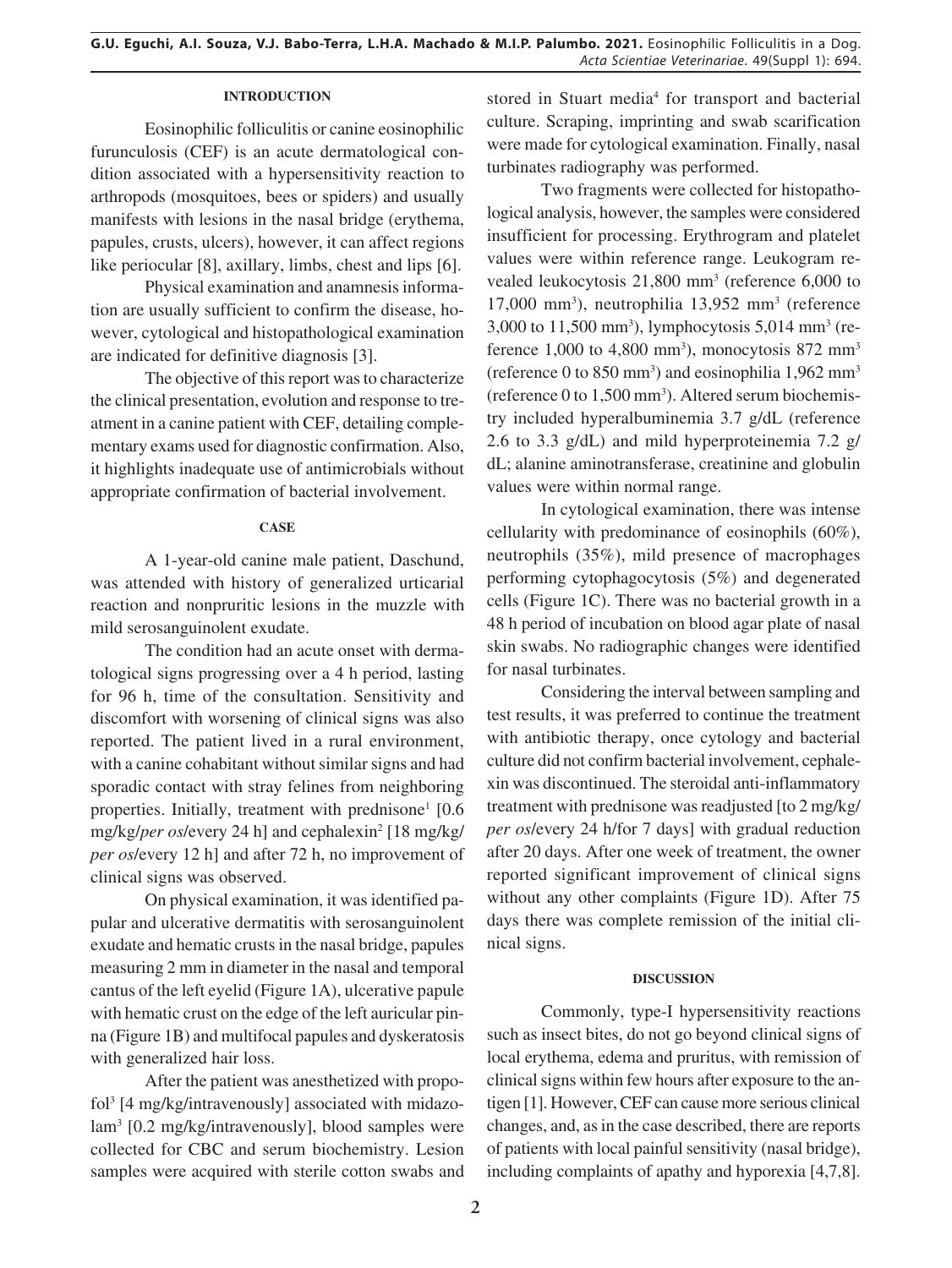### INTRODUCTION

Eosinophilic folliculitis or canine eosinophilic furunculosis (CEF) is an acute dermatological condition associated with a hypersensitivity reaction to arthropods (mosquitoes, bees or spiders) and usually manifests with lesions in the nasal bridge (erythema, papules, crusts, ulcers), however, it can affect regions like periocular [8], axillary, limbs, chest and lips [6].

Physical examination and anamnesis information are usually sufficient to confirm the disease, however, cytological and histopathological examination are indicated for definitive diagnosis [3].

The objective of this report was to characterize the clinical presentation, evolution and response to treatment in a canine patient with CEF, detailing complementary exams used for diagnostic confirmation. Also, it highlights inadequate use of antimicrobials without appropriate confirmation of bacterial involvement.

### CASE

A 1-year-old canine male patient, Daschund, was attended with history of generalized urticarial reaction and nonpruritic lesions in the muzzle with mild serosanguinolent exudate.

The condition had an acute onset with dermatological signs progressing over a 4 h period, lasting for 96 h, time of the consultation. Sensitivity and discomfort with worsening of clinical signs was also reported. The patient lived in a rural environment, with a canine cohabitant without similar signs and had sporadic contact with stray felines from neighboring properties. Initially, treatment with prednisone[1] [0.6 mg/kg/*per os*/every 24 h] and cephalexin[2] [18 mg/kg/*per os*/every 12 h] and after 72 h, no improvement of clinical signs was observed.

On physical examination, it was identified papular and ulcerative dermatitis with serosanguinolent exudate and hematic crusts in the nasal bridge, papules measuring 2 mm in diameter in the nasal and temporal cantus of the left eyelid (Figure 1A), ulcerative papule with hematic crust on the edge of the left auricular pinna (Figure 1B) and multifocal papules and dyskeratosis with generalized hair loss.

After the patient was anesthetized with propofol[3] [4 mg/kg/intravenously] associated with midazolam[3] [0.2 mg/kg/intravenously], blood samples were collected for CBC and serum biochemistry. Lesion samples were acquired with sterile cotton swabs and stored in Stuart media[4] for transport and bacterial culture. Scraping, imprinting and swab scarification were made for cytological examination. Finally, nasal turbinates radiography was performed.

Two fragments were collected for histopathological analysis, however, the samples were considered insufficient for processing. Erythrogram and platelet values were within reference range. Leukogram revealed leukocytosis 21,800 mm$^3$ (reference 6,000 to 17,000 mm$^3$), neutrophilia 13,952 mm$^3$ (reference 3,000 to 11,500 mm$^3$), lymphocytosis 5,014 mm$^3$ (reference 1,000 to 4,800 mm$^3$), monocytosis 872 mm$^3$ (reference 0 to 850 mm$^3$) and eosinophilia 1,962 mm$^3$ (reference 0 to 1,500 mm$^3$). Altered serum biochemistry included hyperalbuminemia 3.7 g/dL (reference 2.6 to 3.3 g/dL) and mild hyperproteinemia 7.2 g/dL; alanine aminotransferase, creatinine and globulin values were within normal range.

In cytological examination, there was intense cellularity with predominance of eosinophils (60%), neutrophils (35%), mild presence of macrophages performing cytophagocytosis (5%) and degenerated cells (Figure 1C). There was no bacterial growth in a 48 h period of incubation on blood agar plate of nasal skin swabs. No radiographic changes were identified for nasal turbinates.

Considering the interval between sampling and test results, it was preferred to continue the treatment with antibiotic therapy, once cytology and bacterial culture did not confirm bacterial involvement, cephalexin was discontinued. The steroidal anti-inflammatory treatment with prednisone was readjusted [to 2 mg/kg/*per os*/every 24 h/for 7 days] with gradual reduction after 20 days. After one week of treatment, the owner reported significant improvement of clinical signs without any other complaints (Figure 1D). After 75 days there was complete remission of the initial clinical signs.

### DISCUSSION

Commonly, type-I hypersensitivity reactions such as insect bites, do not go beyond clinical signs of local erythema, edema and pruritus, with remission of clinical signs within few hours after exposure to the antigen [1]. However, CEF can cause more serious clinical changes, and, as in the case described, there are reports of patients with local painful sensitivity (nasal bridge), including complaints of apathy and hyporexia [4,7,8].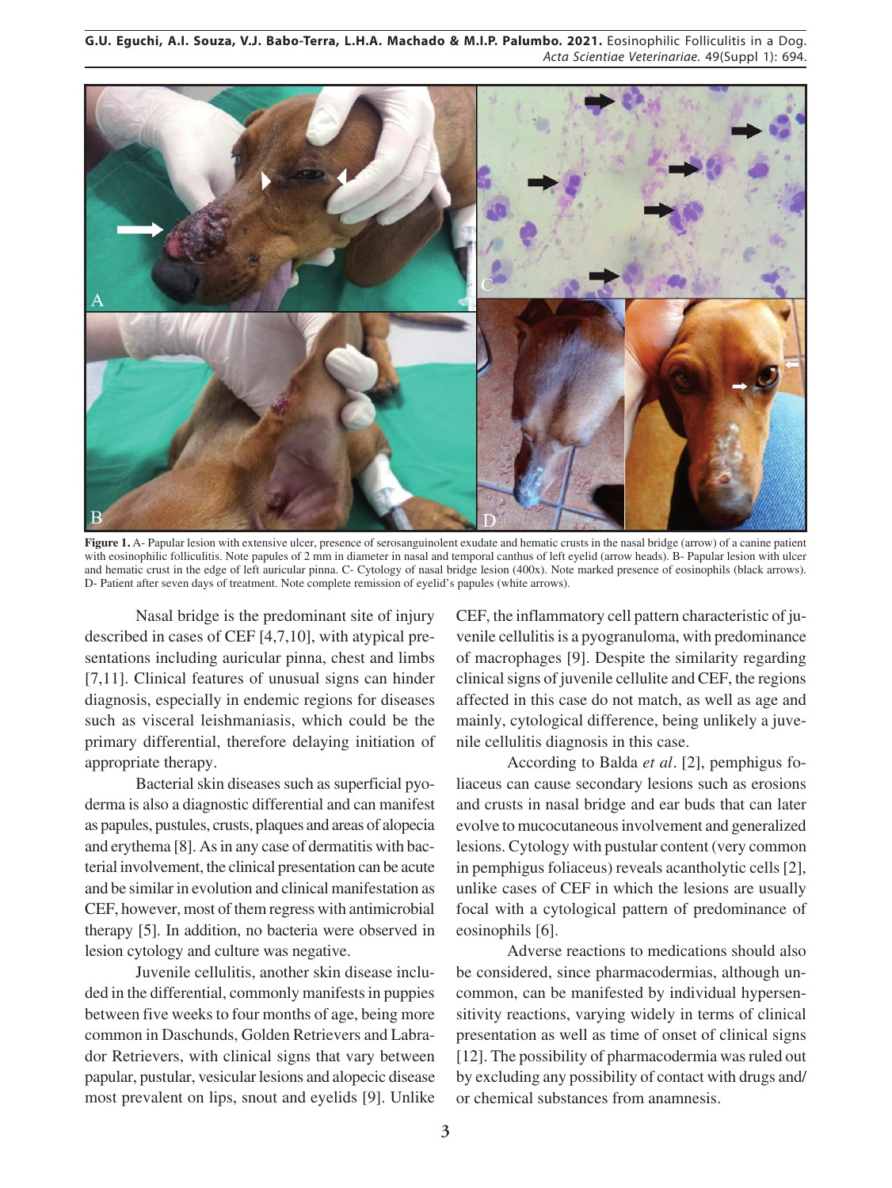**Figure 1.** A- Papular lesion with extensive ulcer, presence of serosanguinolent exudate and hematic crusts in the nasal bridge (arrow) of a canine patient with eosinophilic folliculitis. Note papules of 2 mm in diameter in nasal and temporal canthus of left eyelid (arrow heads). B- Papular lesion with ulcer and hematic crust in the edge of left auricular pinna. C- Cytology of nasal bridge lesion (400x). Note marked presence of eosinophils (black arrows). D- Patient after seven days of treatment. Note complete remission of eyelid's papules (white arrows).

Nasal bridge is the predominant site of injury described in cases of CEF [4,7,10], with atypical presentations including auricular pinna, chest and limbs [7,11]. Clinical features of unusual signs can hinder diagnosis, especially in endemic regions for diseases such as visceral leishmaniasis, which could be the primary differential, therefore delaying initiation of appropriate therapy.

Bacterial skin diseases such as superficial pyoderma is also a diagnostic differential and can manifest as papules, pustules, crusts, plaques and areas of alopecia and erythema [8]. As in any case of dermatitis with bacterial involvement, the clinical presentation can be acute and be similar in evolution and clinical manifestation as CEF, however, most of them regress with antimicrobial therapy [5]. In addition, no bacteria were observed in lesion cytology and culture was negative.

Juvenile cellulitis, another skin disease included in the differential, commonly manifests in puppies between five weeks to four months of age, being more common in Daschunds, Golden Retrievers and Labrador Retrievers, with clinical signs that vary between papular, pustular, vesicular lesions and alopecic disease most prevalent on lips, snout and eyelids [9]. Unlike CEF, the inflammatory cell pattern characteristic of juvenile cellulitis is a pyogranuloma, with predominance of macrophages [9]. Despite the similarity regarding clinical signs of juvenile cellulite and CEF, the regions affected in this case do not match, as well as age and mainly, cytological difference, being unlikely a juvenile cellulitis diagnosis in this case.

According to Balda *et al*. [2], pemphigus foliaceus can cause secondary lesions such as erosions and crusts in nasal bridge and ear buds that can later evolve to mucocutaneous involvement and generalized lesions. Cytology with pustular content (very common in pemphigus foliaceus) reveals acantholytic cells [2], unlike cases of CEF in which the lesions are usually focal with a cytological pattern of predominance of eosinophils [6].

Adverse reactions to medications should also be considered, since pharmacodermias, although uncommon, can be manifested by individual hypersensitivity reactions, varying widely in terms of clinical presentation as well as time of onset of clinical signs [12]. The possibility of pharmacodermia was ruled out by excluding any possibility of contact with drugs and/or chemical substances from anamnesis.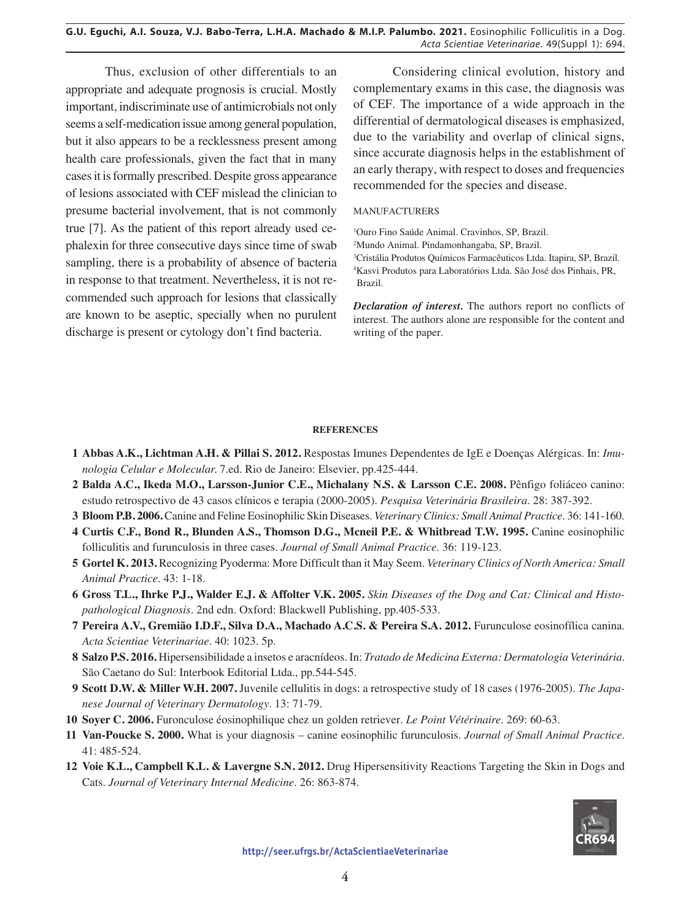Thus, exclusion of other differentials to an appropriate and adequate prognosis is crucial. Mostly important, indiscriminate use of antimicrobials not only seems a self-medication issue among general population, but it also appears to be a recklessness present among health care professionals, given the fact that in many cases it is formally prescribed. Despite gross appearance of lesions associated with CEF mislead the clinician to presume bacterial involvement, that is not commonly true [7]. As the patient of this report already used cephalexin for three consecutive days since time of swab sampling, there is a probability of absence of bacteria in response to that treatment. Nevertheless, it is not recommended such approach for lesions that classically are known to be aseptic, specially when no purulent discharge is present or cytology don't find bacteria.

Considering clinical evolution, history and complementary exams in this case, the diagnosis was of CEF. The importance of a wide approach in the differential of dermatological diseases is emphasized, due to the variability and overlap of clinical signs, since accurate diagnosis helps in the establishment of an early therapy, with respect to doses and frequencies recommended for the species and disease.

MANUFACTURERS

[1]Ouro Fino Saúde Animal. Cravinhos, SP, Brazil.
[2]Mundo Animal. Pindamonhangaba, SP, Brazil.
[3]Cristália Produtos Químicos Farmacêuticos Ltda. Itapira, SP, Brazil.
[4]Kasvi Produtos para Laboratórios Ltda. São José dos Pinhais, PR, Brazil.

***Declaration of interest.*** The authors report no conflicts of interest. The authors alone are responsible for the content and writing of the paper.

## REFERENCES

1 **Abbas A.K., Lichtman A.H. & Pillai S. 2012.** Respostas Imunes Dependentes de IgE e Doenças Alérgicas. In: *Imunologia Celular e Molecular*. 7.ed. Rio de Janeiro: Elsevier, pp.425-444.

2 **Balda A.C., Ikeda M.O., Larsson-Junior C.E., Michalany N.S. & Larsson C.E. 2008.** Pênfigo foliáceo canino: estudo retrospectivo de 43 casos clínicos e terapia (2000-2005). *Pesquisa Veterinária Brasileira*. 28: 387-392.

3 **Bloom P.B. 2006.** Canine and Feline Eosinophilic Skin Diseases. *Veterinary Clinics: Small Animal Practice*. 36: 141-160.

4 **Curtis C.F., Bond R., Blunden A.S., Thomson D.G., Mcneil P.E. & Whitbread T.W. 1995.** Canine eosinophilic folliculitis and furunculosis in three cases. *Journal of Small Animal Practice*. 36: 119-123.

5 **Gortel K. 2013.** Recognizing Pyoderma: More Difficult than it May Seem. *Veterinary Clinics of North America: Small Animal Practice*. 43: 1-18.

6 **Gross T.L., Ihrke P.J., Walder E.J. & Affolter V.K. 2005.** *Skin Diseases of the Dog and Cat: Clinical and Histopathological Diagnosis*. 2nd edn. Oxford: Blackwell Publishing, pp.405-533.

7 **Pereira A.V., Gremião I.D.F., Silva D.A., Machado A.C.S. & Pereira S.A. 2012.** Furunculose eosinofílica canina. *Acta Scientiae Veterinariae*. 40: 1023. 5p.

8 **Salzo P.S. 2016.** Hipersensibilidade a insetos e aracnídeos. In: *Tratado de Medicina Externa: Dermatologia Veterinária*. São Caetano do Sul: Interbook Editorial Ltda., pp.544-545.

9 **Scott D.W. & Miller W.H. 2007.** Juvenile cellulitis in dogs: a retrospective study of 18 cases (1976-2005). *The Japanese Journal of Veterinary Dermatology*. 13: 71-79.

10 **Soyer C. 2006.** Furonculose éosinophilique chez un golden retriever. *Le Point Vétérinaire*. 269: 60-63.

11 **Van-Poucke S. 2000.** What is your diagnosis – canine eosinophilic furunculosis. *Journal of Small Animal Practice*. 41: 485-524.

12 **Voie K.L., Campbell K.L. & Lavergne S.N. 2012.** Drug Hipersensitivity Reactions Targeting the Skin in Dogs and Cats. *Journal of Veterinary Internal Medicine*. 26: 863-874.

CR694

http://seer.ufrgs.br/ActaScientiaeVeterinariae